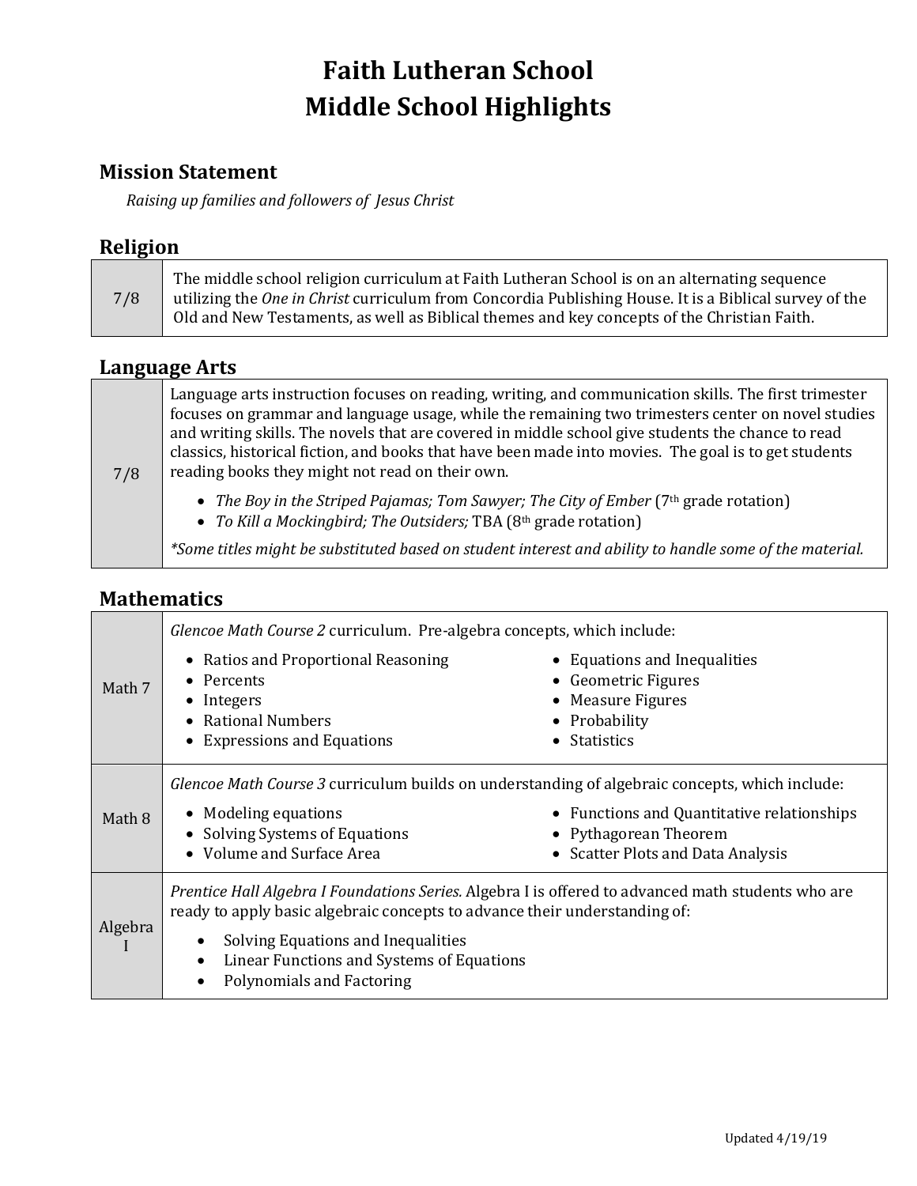# Faith Lutheran School
# Middle School Highlights

## Mission Statement

*Raising up families and followers of Jesus Christ*

## Religion

| | |
|---|---|
| 7/8 | The middle school religion curriculum at Faith Lutheran School is on an alternating sequence utilizing the *One in Christ* curriculum from Concordia Publishing House. It is a Biblical survey of the Old and New Testaments, as well as Biblical themes and key concepts of the Christian Faith. |

## Language Arts

| | |
|---|---|
| 7/8 | Language arts instruction focuses on reading, writing, and communication skills. The first trimester focuses on grammar and language usage, while the remaining two trimesters center on novel studies and writing skills. The novels that are covered in middle school give students the chance to read classics, historical fiction, and books that have been made into movies. The goal is to get students reading books they might not read on their own.<br>• *The Boy in the Striped Pajamas; Tom Sawyer; The City of Ember* (7th grade rotation)<br>• *To Kill a Mockingbird; The Outsiders;* TBA (8th grade rotation)<br>*\*Some titles might be substituted based on student interest and ability to handle some of the material.* |

## Mathematics

| | |
|---|---|
| Math 7 | *Glencoe Math Course 2* curriculum. Pre-algebra concepts, which include:<br>• Ratios and Proportional Reasoning<br>• Percents<br>• Integers<br>• Rational Numbers<br>• Expressions and Equations<br>• Equations and Inequalities<br>• Geometric Figures<br>• Measure Figures<br>• Probability<br>• Statistics |
| Math 8 | *Glencoe Math Course 3* curriculum builds on understanding of algebraic concepts, which include:<br>• Modeling equations<br>• Solving Systems of Equations<br>• Volume and Surface Area<br>• Functions and Quantitative relationships<br>• Pythagorean Theorem<br>• Scatter Plots and Data Analysis |
| Algebra I | *Prentice Hall Algebra I Foundations Series.* Algebra I is offered to advanced math students who are ready to apply basic algebraic concepts to advance their understanding of:<br>• Solving Equations and Inequalities<br>• Linear Functions and Systems of Equations<br>• Polynomials and Factoring |

Updated 4/19/19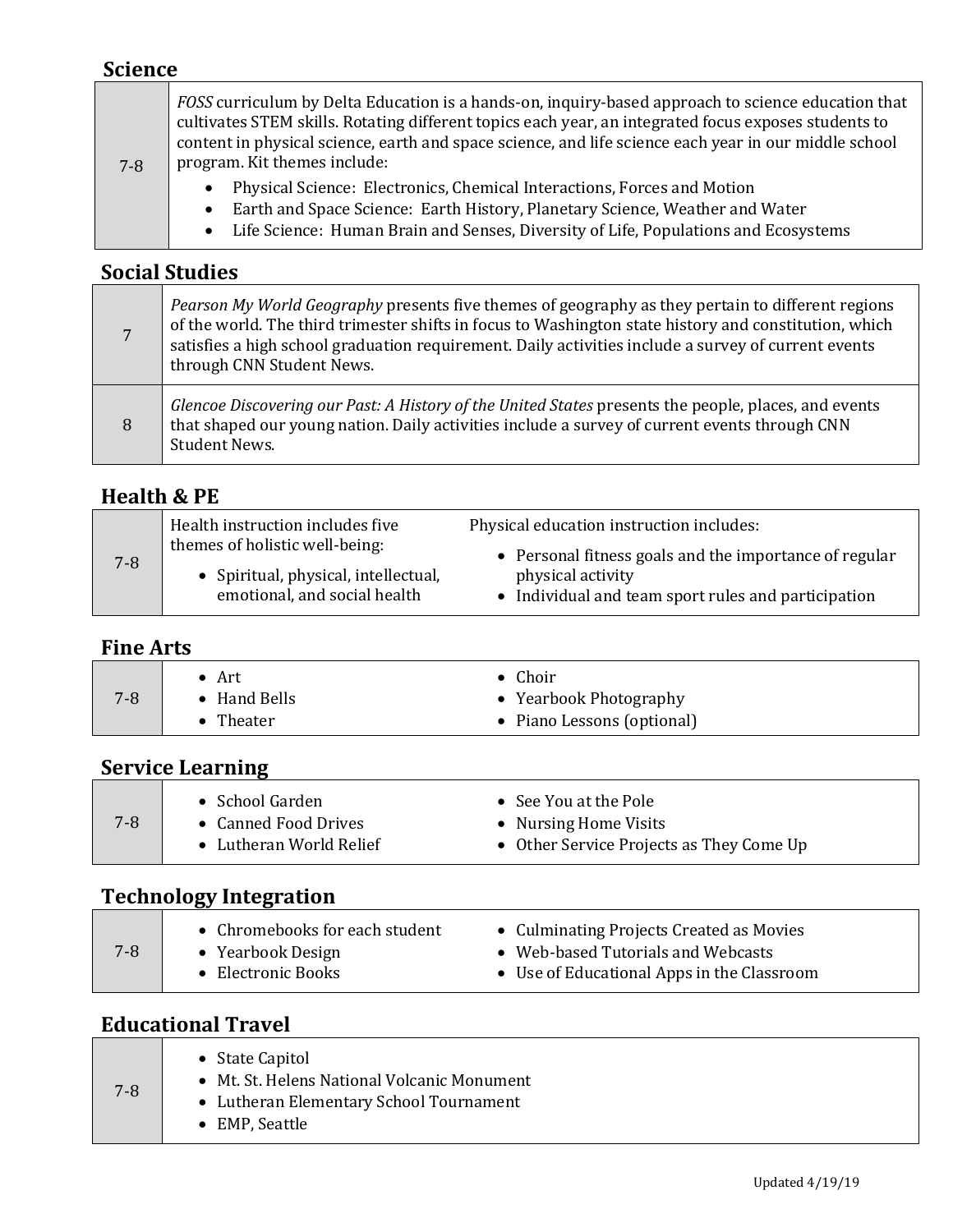## Science

| | |
|---|---|
| 7-8 | *FOSS* curriculum by Delta Education is a hands-on, inquiry-based approach to science education that cultivates STEM skills. Rotating different topics each year, an integrated focus exposes students to content in physical science, earth and space science, and life science each year in our middle school program. Kit themes include:<br>• Physical Science: Electronics, Chemical Interactions, Forces and Motion<br>• Earth and Space Science: Earth History, Planetary Science, Weather and Water<br>• Life Science: Human Brain and Senses, Diversity of Life, Populations and Ecosystems |

## Social Studies

| | |
|---|---|
| 7 | *Pearson My World Geography* presents five themes of geography as they pertain to different regions of the world. The third trimester shifts in focus to Washington state history and constitution, which satisfies a high school graduation requirement. Daily activities include a survey of current events through CNN Student News. |
| 8 | *Glencoe Discovering our Past: A History of the United States* presents the people, places, and events that shaped our young nation. Daily activities include a survey of current events through CNN Student News. |

## Health & PE

| | | |
|---|---|---|
| 7-8 | Health instruction includes five themes of holistic well-being:<br>• Spiritual, physical, intellectual, emotional, and social health | Physical education instruction includes:<br>• Personal fitness goals and the importance of regular physical activity<br>• Individual and team sport rules and participation |

## Fine Arts

| | | |
|---|---|---|
| 7-8 | • Art<br>• Hand Bells<br>• Theater | • Choir<br>• Yearbook Photography<br>• Piano Lessons (optional) |

## Service Learning

| | | |
|---|---|---|
| 7-8 | • School Garden<br>• Canned Food Drives<br>• Lutheran World Relief | • See You at the Pole<br>• Nursing Home Visits<br>• Other Service Projects as They Come Up |

## Technology Integration

| | | |
|---|---|---|
| 7-8 | • Chromebooks for each student<br>• Yearbook Design<br>• Electronic Books | • Culminating Projects Created as Movies<br>• Web-based Tutorials and Webcasts<br>• Use of Educational Apps in the Classroom |

## Educational Travel

| | |
|---|---|
| 7-8 | • State Capitol<br>• Mt. St. Helens National Volcanic Monument<br>• Lutheran Elementary School Tournament<br>• EMP, Seattle |

Updated 4/19/19